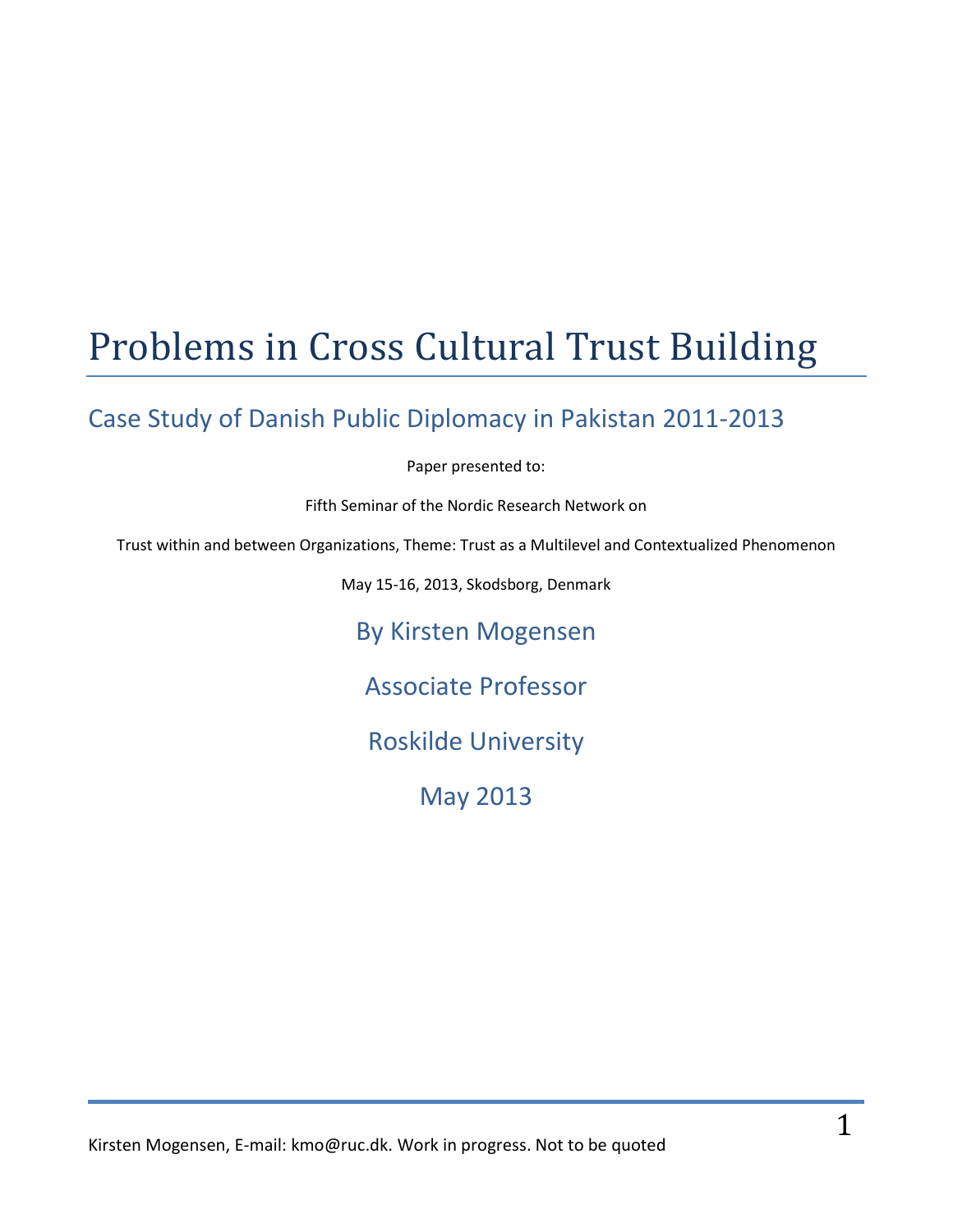# Problems in Cross Cultural Trust Building

## Case Study of Danish Public Diplomacy in Pakistan 2011-2013

Paper presented to:

Fifth Seminar of the Nordic Research Network on

Trust within and between Organizations, Theme: Trust as a Multilevel and Contextualized Phenomenon

May 15-16, 2013, Skodsborg, Denmark

By Kirsten Mogensen

Associate Professor

Roskilde University

May 2013

Kirsten Mogensen, E-mail: kmo@ruc.dk. Work in progress. Not to be quoted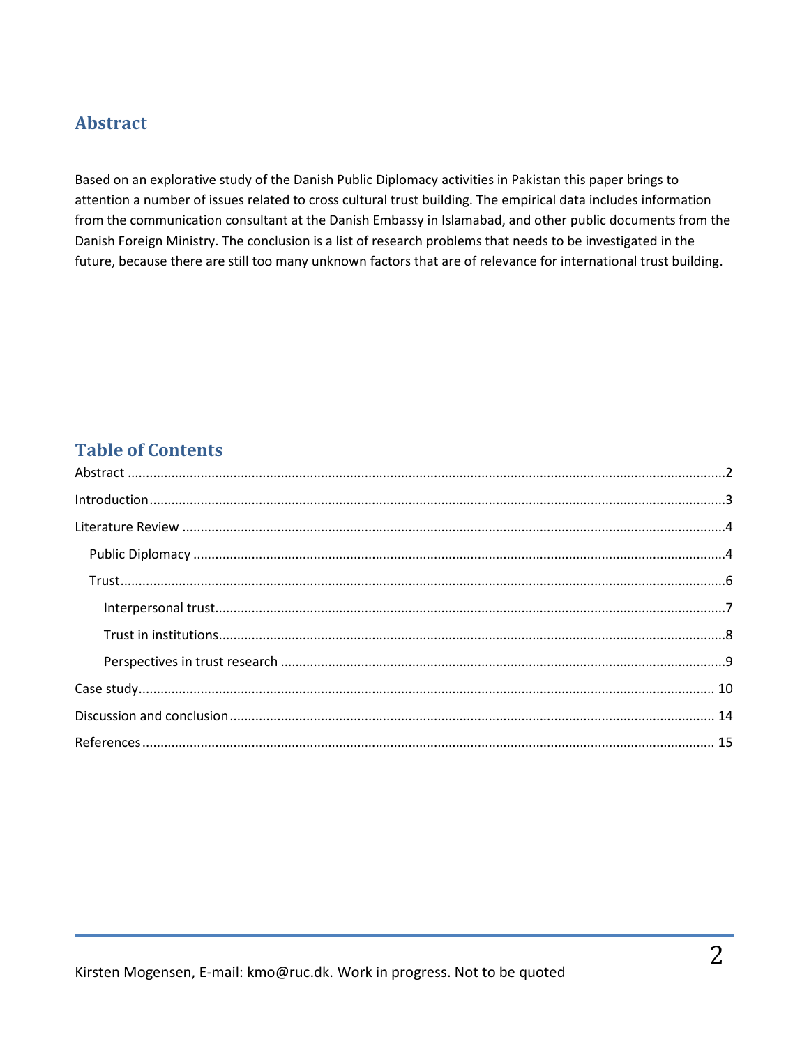## Abstract

Based on an explorative study of the Danish Public Diplomacy activities in Pakistan this paper brings to attention a number of issues related to cross cultural trust building. The empirical data includes information from the communication consultant at the Danish Embassy in Islamabad, and other public documents from the Danish Foreign Ministry. The conclusion is a list of research problems that needs to be investigated in the future, because there are still too many unknown factors that are of relevance for international trust building.

## Table of Contents

- Abstract ........ 2
- Introduction ........ 3
- Literature Review ........ 4
  - Public Diplomacy ........ 4
  - Trust ........ 6
    - Interpersonal trust ........ 7
    - Trust in institutions ........ 8
    - Perspectives in trust research ........ 9
- Case study ........ 10
- Discussion and conclusion ........ 14
- References ........ 15

Kirsten Mogensen, E-mail: kmo@ruc.dk. Work in progress. Not to be quoted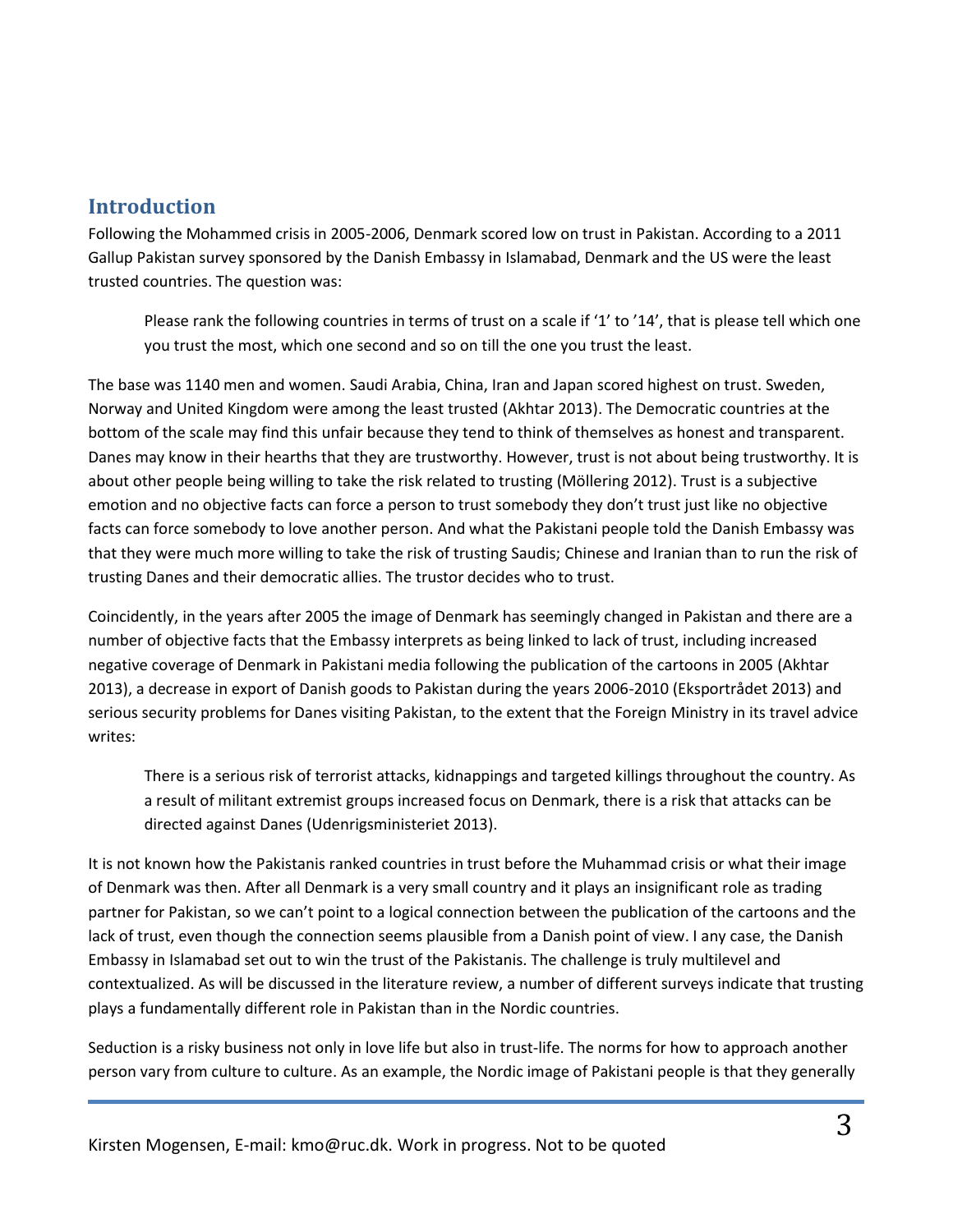## Introduction

Following the Mohammed crisis in 2005-2006, Denmark scored low on trust in Pakistan. According to a 2011 Gallup Pakistan survey sponsored by the Danish Embassy in Islamabad, Denmark and the US were the least trusted countries. The question was:

> Please rank the following countries in terms of trust on a scale if '1' to '14', that is please tell which one you trust the most, which one second and so on till the one you trust the least.

The base was 1140 men and women. Saudi Arabia, China, Iran and Japan scored highest on trust. Sweden, Norway and United Kingdom were among the least trusted (Akhtar 2013). The Democratic countries at the bottom of the scale may find this unfair because they tend to think of themselves as honest and transparent. Danes may know in their hearths that they are trustworthy. However, trust is not about being trustworthy. It is about other people being willing to take the risk related to trusting (Möllering 2012). Trust is a subjective emotion and no objective facts can force a person to trust somebody they don't trust just like no objective facts can force somebody to love another person. And what the Pakistani people told the Danish Embassy was that they were much more willing to take the risk of trusting Saudis; Chinese and Iranian than to run the risk of trusting Danes and their democratic allies. The trustor decides who to trust.

Coincidently, in the years after 2005 the image of Denmark has seemingly changed in Pakistan and there are a number of objective facts that the Embassy interprets as being linked to lack of trust, including increased negative coverage of Denmark in Pakistani media following the publication of the cartoons in 2005 (Akhtar 2013), a decrease in export of Danish goods to Pakistan during the years 2006-2010 (Eksportrådet 2013) and serious security problems for Danes visiting Pakistan, to the extent that the Foreign Ministry in its travel advice writes:

> There is a serious risk of terrorist attacks, kidnappings and targeted killings throughout the country. As a result of militant extremist groups increased focus on Denmark, there is a risk that attacks can be directed against Danes (Udenrigsministeriet 2013).

It is not known how the Pakistanis ranked countries in trust before the Muhammad crisis or what their image of Denmark was then. After all Denmark is a very small country and it plays an insignificant role as trading partner for Pakistan, so we can't point to a logical connection between the publication of the cartoons and the lack of trust, even though the connection seems plausible from a Danish point of view. I any case, the Danish Embassy in Islamabad set out to win the trust of the Pakistanis. The challenge is truly multilevel and contextualized. As will be discussed in the literature review, a number of different surveys indicate that trusting plays a fundamentally different role in Pakistan than in the Nordic countries.

Seduction is a risky business not only in love life but also in trust-life. The norms for how to approach another person vary from culture to culture. As an example, the Nordic image of Pakistani people is that they generally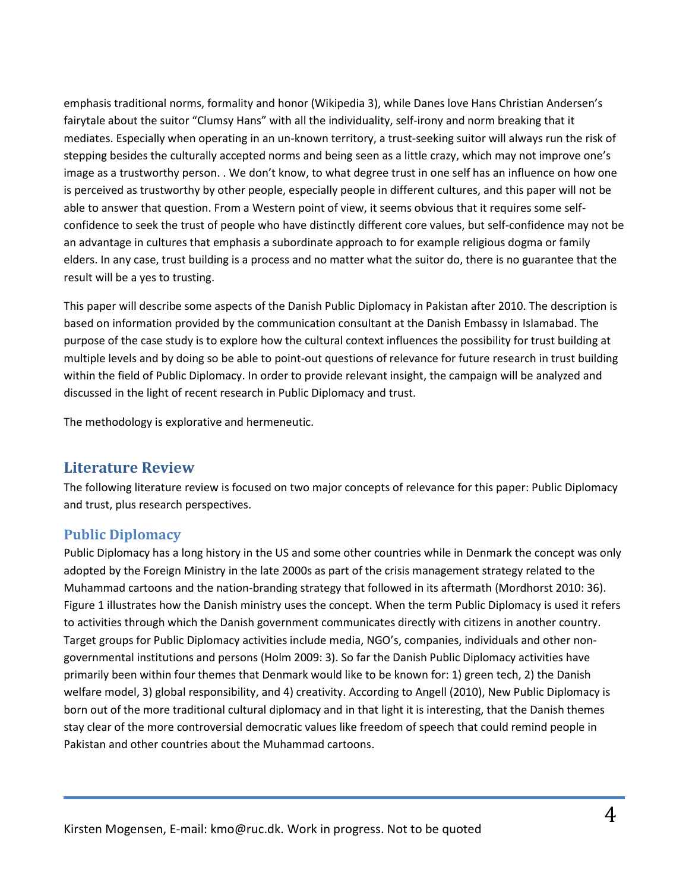emphasis traditional norms, formality and honor (Wikipedia 3), while Danes love Hans Christian Andersen's fairytale about the suitor "Clumsy Hans" with all the individuality, self-irony and norm breaking that it mediates. Especially when operating in an un-known territory, a trust-seeking suitor will always run the risk of stepping besides the culturally accepted norms and being seen as a little crazy, which may not improve one's image as a trustworthy person. . We don't know, to what degree trust in one self has an influence on how one is perceived as trustworthy by other people, especially people in different cultures, and this paper will not be able to answer that question. From a Western point of view, it seems obvious that it requires some self-confidence to seek the trust of people who have distinctly different core values, but self-confidence may not be an advantage in cultures that emphasis a subordinate approach to for example religious dogma or family elders. In any case, trust building is a process and no matter what the suitor do, there is no guarantee that the result will be a yes to trusting.

This paper will describe some aspects of the Danish Public Diplomacy in Pakistan after 2010. The description is based on information provided by the communication consultant at the Danish Embassy in Islamabad. The purpose of the case study is to explore how the cultural context influences the possibility for trust building at multiple levels and by doing so be able to point-out questions of relevance for future research in trust building within the field of Public Diplomacy. In order to provide relevant insight, the campaign will be analyzed and discussed in the light of recent research in Public Diplomacy and trust.

The methodology is explorative and hermeneutic.

## Literature Review

The following literature review is focused on two major concepts of relevance for this paper: Public Diplomacy and trust, plus research perspectives.

### Public Diplomacy

Public Diplomacy has a long history in the US and some other countries while in Denmark the concept was only adopted by the Foreign Ministry in the late 2000s as part of the crisis management strategy related to the Muhammad cartoons and the nation-branding strategy that followed in its aftermath (Mordhorst 2010: 36). Figure 1 illustrates how the Danish ministry uses the concept. When the term Public Diplomacy is used it refers to activities through which the Danish government communicates directly with citizens in another country. Target groups for Public Diplomacy activities include media, NGO's, companies, individuals and other non-governmental institutions and persons (Holm 2009: 3). So far the Danish Public Diplomacy activities have primarily been within four themes that Denmark would like to be known for: 1) green tech, 2) the Danish welfare model, 3) global responsibility, and 4) creativity. According to Angell (2010), New Public Diplomacy is born out of the more traditional cultural diplomacy and in that light it is interesting, that the Danish themes stay clear of the more controversial democratic values like freedom of speech that could remind people in Pakistan and other countries about the Muhammad cartoons.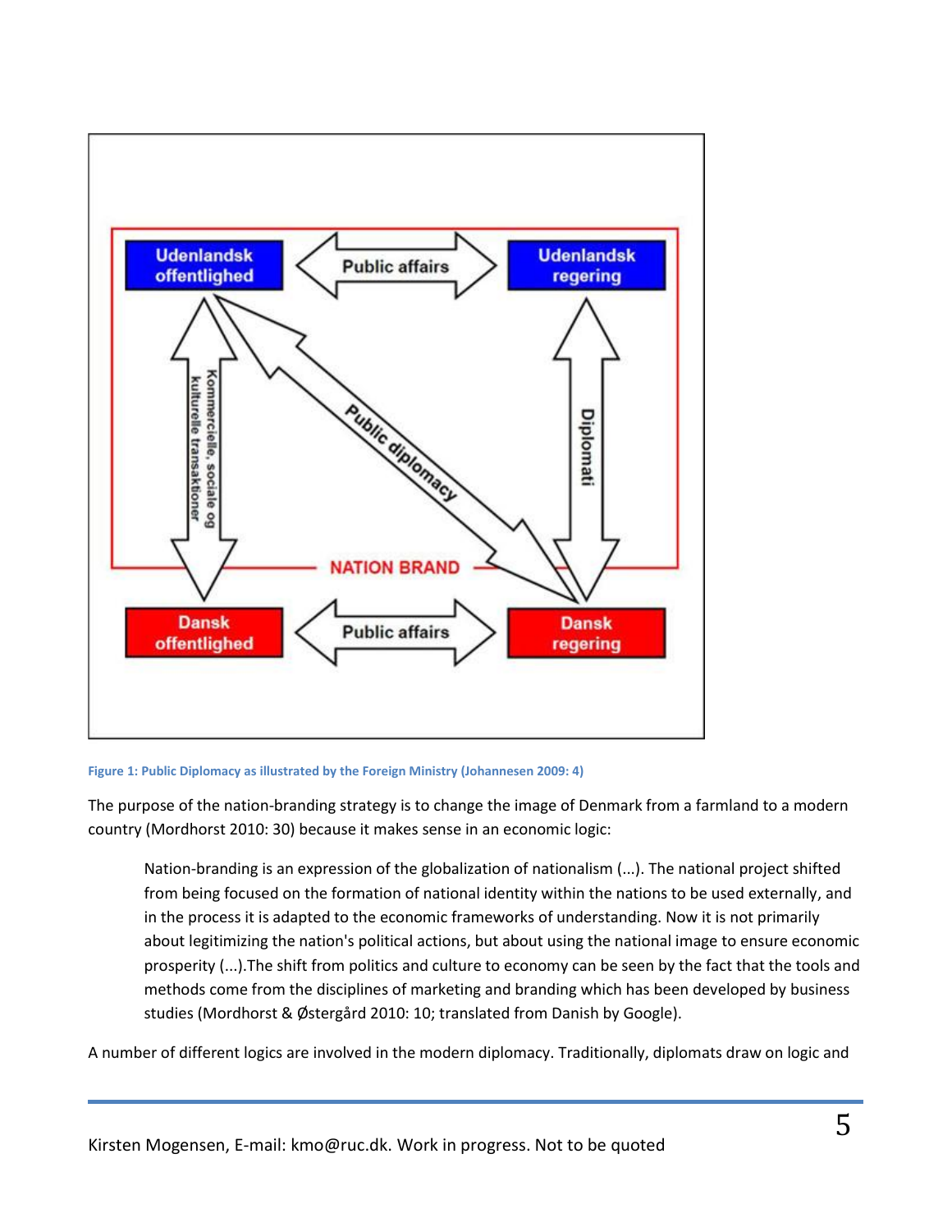Figure 1: Public Diplomacy as illustrated by the Foreign Ministry (Johannesen 2009: 4)

The purpose of the nation-branding strategy is to change the image of Denmark from a farmland to a modern country (Mordhorst 2010: 30) because it makes sense in an economic logic:

> Nation-branding is an expression of the globalization of nationalism (...). The national project shifted from being focused on the formation of national identity within the nations to be used externally, and in the process it is adapted to the economic frameworks of understanding. Now it is not primarily about legitimizing the nation's political actions, but about using the national image to ensure economic prosperity (...).The shift from politics and culture to economy can be seen by the fact that the tools and methods come from the disciplines of marketing and branding which has been developed by business studies (Mordhorst & Østergård 2010: 10; translated from Danish by Google).

A number of different logics are involved in the modern diplomacy. Traditionally, diplomats draw on logic and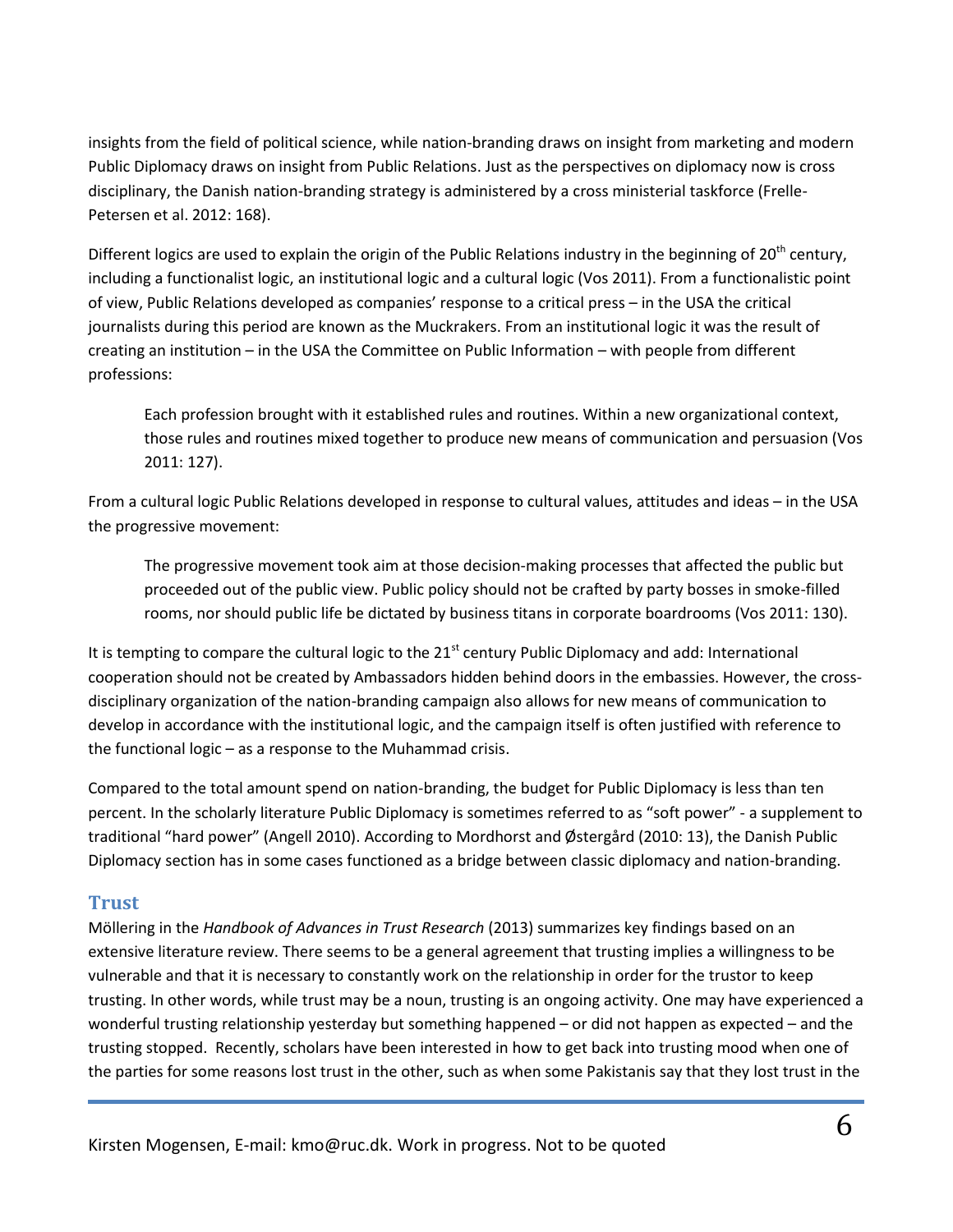insights from the field of political science, while nation-branding draws on insight from marketing and modern Public Diplomacy draws on insight from Public Relations. Just as the perspectives on diplomacy now is cross disciplinary, the Danish nation-branding strategy is administered by a cross ministerial taskforce (Frelle-Petersen et al. 2012: 168).

Different logics are used to explain the origin of the Public Relations industry in the beginning of 20th century, including a functionalist logic, an institutional logic and a cultural logic (Vos 2011). From a functionalistic point of view, Public Relations developed as companies' response to a critical press – in the USA the critical journalists during this period are known as the Muckrakers. From an institutional logic it was the result of creating an institution – in the USA the Committee on Public Information – with people from different professions:

> Each profession brought with it established rules and routines. Within a new organizational context, those rules and routines mixed together to produce new means of communication and persuasion (Vos 2011: 127).

From a cultural logic Public Relations developed in response to cultural values, attitudes and ideas – in the USA the progressive movement:

> The progressive movement took aim at those decision-making processes that affected the public but proceeded out of the public view. Public policy should not be crafted by party bosses in smoke-filled rooms, nor should public life be dictated by business titans in corporate boardrooms (Vos 2011: 130).

It is tempting to compare the cultural logic to the 21st century Public Diplomacy and add: International cooperation should not be created by Ambassadors hidden behind doors in the embassies. However, the cross-disciplinary organization of the nation-branding campaign also allows for new means of communication to develop in accordance with the institutional logic, and the campaign itself is often justified with reference to the functional logic – as a response to the Muhammad crisis.

Compared to the total amount spend on nation-branding, the budget for Public Diplomacy is less than ten percent. In the scholarly literature Public Diplomacy is sometimes referred to as "soft power" - a supplement to traditional "hard power" (Angell 2010). According to Mordhorst and Østergård (2010: 13), the Danish Public Diplomacy section has in some cases functioned as a bridge between classic diplomacy and nation-branding.

## Trust

Möllering in the *Handbook of Advances in Trust Research* (2013) summarizes key findings based on an extensive literature review. There seems to be a general agreement that trusting implies a willingness to be vulnerable and that it is necessary to constantly work on the relationship in order for the trustor to keep trusting. In other words, while trust may be a noun, trusting is an ongoing activity. One may have experienced a wonderful trusting relationship yesterday but something happened – or did not happen as expected – and the trusting stopped. Recently, scholars have been interested in how to get back into trusting mood when one of the parties for some reasons lost trust in the other, such as when some Pakistanis say that they lost trust in the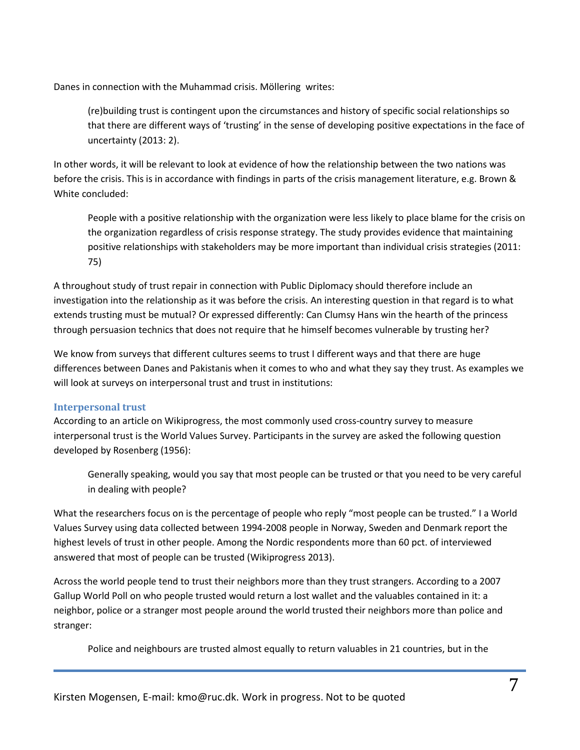Danes in connection with the Muhammad crisis. Möllering writes:

> (re)building trust is contingent upon the circumstances and history of specific social relationships so that there are different ways of 'trusting' in the sense of developing positive expectations in the face of uncertainty (2013: 2).

In other words, it will be relevant to look at evidence of how the relationship between the two nations was before the crisis. This is in accordance with findings in parts of the crisis management literature, e.g. Brown & White concluded:

> People with a positive relationship with the organization were less likely to place blame for the crisis on the organization regardless of crisis response strategy. The study provides evidence that maintaining positive relationships with stakeholders may be more important than individual crisis strategies (2011: 75)

A throughout study of trust repair in connection with Public Diplomacy should therefore include an investigation into the relationship as it was before the crisis. An interesting question in that regard is to what extends trusting must be mutual? Or expressed differently: Can Clumsy Hans win the hearth of the princess through persuasion technics that does not require that he himself becomes vulnerable by trusting her?

We know from surveys that different cultures seems to trust I different ways and that there are huge differences between Danes and Pakistanis when it comes to who and what they say they trust. As examples we will look at surveys on interpersonal trust and trust in institutions:

### Interpersonal trust

According to an article on Wikiprogress, the most commonly used cross-country survey to measure interpersonal trust is the World Values Survey. Participants in the survey are asked the following question developed by Rosenberg (1956):

> Generally speaking, would you say that most people can be trusted or that you need to be very careful in dealing with people?

What the researchers focus on is the percentage of people who reply "most people can be trusted." I a World Values Survey using data collected between 1994-2008 people in Norway, Sweden and Denmark report the highest levels of trust in other people. Among the Nordic respondents more than 60 pct. of interviewed answered that most of people can be trusted (Wikiprogress 2013).

Across the world people tend to trust their neighbors more than they trust strangers. According to a 2007 Gallup World Poll on who people trusted would return a lost wallet and the valuables contained in it: a neighbor, police or a stranger most people around the world trusted their neighbors more than police and stranger:

> Police and neighbours are trusted almost equally to return valuables in 21 countries, but in the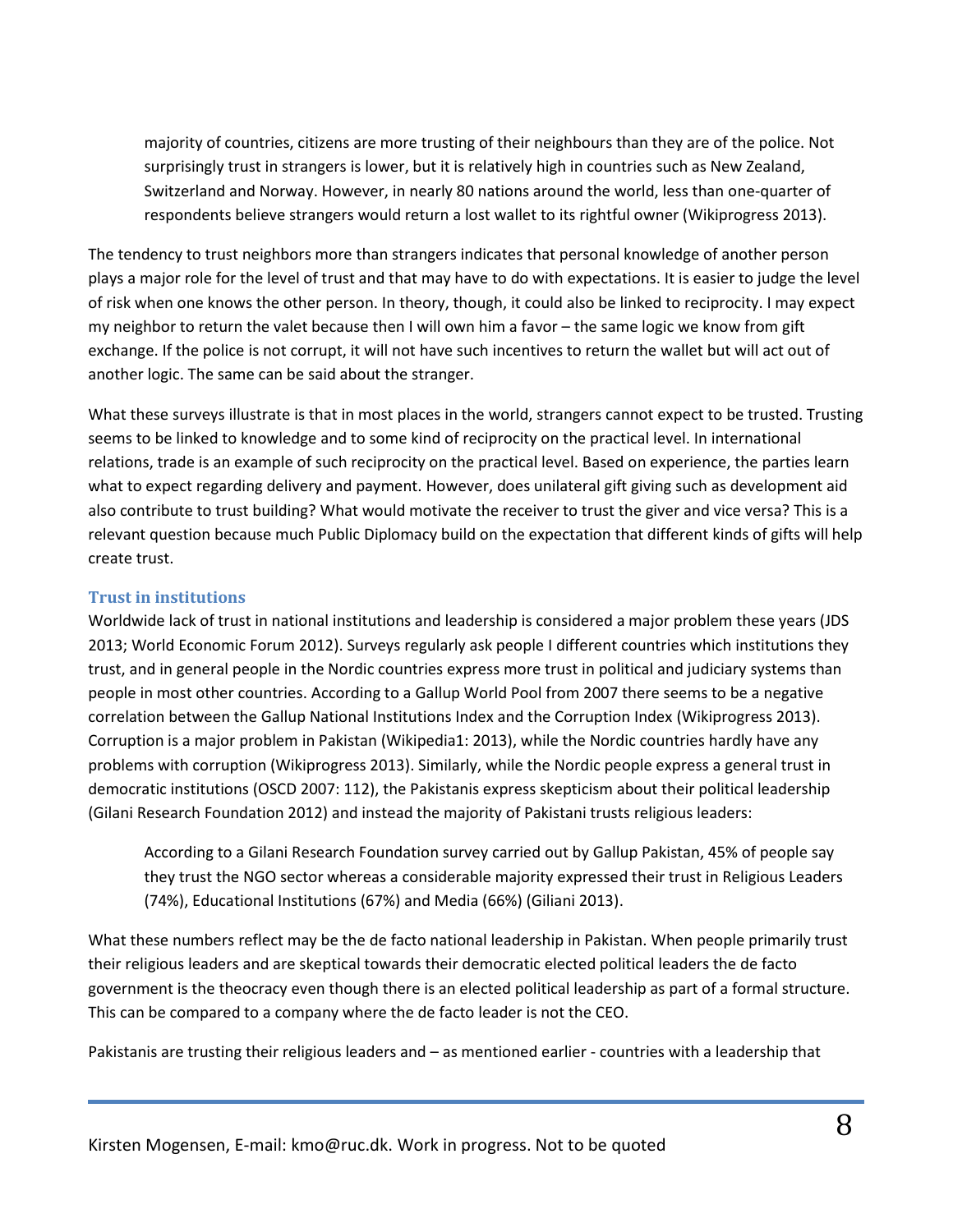> majority of countries, citizens are more trusting of their neighbours than they are of the police. Not surprisingly trust in strangers is lower, but it is relatively high in countries such as New Zealand, Switzerland and Norway. However, in nearly 80 nations around the world, less than one-quarter of respondents believe strangers would return a lost wallet to its rightful owner (Wikiprogress 2013).

The tendency to trust neighbors more than strangers indicates that personal knowledge of another person plays a major role for the level of trust and that may have to do with expectations. It is easier to judge the level of risk when one knows the other person. In theory, though, it could also be linked to reciprocity. I may expect my neighbor to return the valet because then I will own him a favor – the same logic we know from gift exchange. If the police is not corrupt, it will not have such incentives to return the wallet but will act out of another logic. The same can be said about the stranger.

What these surveys illustrate is that in most places in the world, strangers cannot expect to be trusted. Trusting seems to be linked to knowledge and to some kind of reciprocity on the practical level. In international relations, trade is an example of such reciprocity on the practical level. Based on experience, the parties learn what to expect regarding delivery and payment. However, does unilateral gift giving such as development aid also contribute to trust building? What would motivate the receiver to trust the giver and vice versa? This is a relevant question because much Public Diplomacy build on the expectation that different kinds of gifts will help create trust.

### Trust in institutions

Worldwide lack of trust in national institutions and leadership is considered a major problem these years (JDS 2013; World Economic Forum 2012). Surveys regularly ask people I different countries which institutions they trust, and in general people in the Nordic countries express more trust in political and judiciary systems than people in most other countries. According to a Gallup World Pool from 2007 there seems to be a negative correlation between the Gallup National Institutions Index and the Corruption Index (Wikiprogress 2013). Corruption is a major problem in Pakistan (Wikipedia1: 2013), while the Nordic countries hardly have any problems with corruption (Wikiprogress 2013). Similarly, while the Nordic people express a general trust in democratic institutions (OSCD 2007: 112), the Pakistanis express skepticism about their political leadership (Gilani Research Foundation 2012) and instead the majority of Pakistani trusts religious leaders:

> According to a Gilani Research Foundation survey carried out by Gallup Pakistan, 45% of people say they trust the NGO sector whereas a considerable majority expressed their trust in Religious Leaders (74%), Educational Institutions (67%) and Media (66%) (Giliani 2013).

What these numbers reflect may be the de facto national leadership in Pakistan. When people primarily trust their religious leaders and are skeptical towards their democratic elected political leaders the de facto government is the theocracy even though there is an elected political leadership as part of a formal structure. This can be compared to a company where the de facto leader is not the CEO.

Pakistanis are trusting their religious leaders and – as mentioned earlier - countries with a leadership that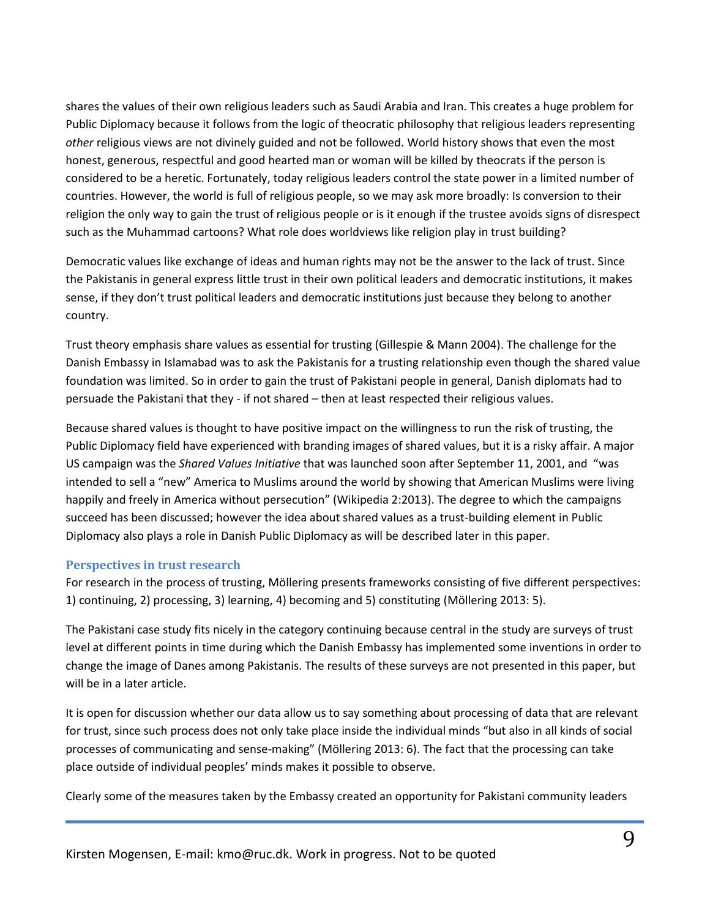shares the values of their own religious leaders such as Saudi Arabia and Iran. This creates a huge problem for Public Diplomacy because it follows from the logic of theocratic philosophy that religious leaders representing *other* religious views are not divinely guided and not be followed. World history shows that even the most honest, generous, respectful and good hearted man or woman will be killed by theocrats if the person is considered to be a heretic. Fortunately, today religious leaders control the state power in a limited number of countries. However, the world is full of religious people, so we may ask more broadly: Is conversion to their religion the only way to gain the trust of religious people or is it enough if the trustee avoids signs of disrespect such as the Muhammad cartoons? What role does worldviews like religion play in trust building?

Democratic values like exchange of ideas and human rights may not be the answer to the lack of trust. Since the Pakistanis in general express little trust in their own political leaders and democratic institutions, it makes sense, if they don't trust political leaders and democratic institutions just because they belong to another country.

Trust theory emphasis share values as essential for trusting (Gillespie & Mann 2004). The challenge for the Danish Embassy in Islamabad was to ask the Pakistanis for a trusting relationship even though the shared value foundation was limited. So in order to gain the trust of Pakistani people in general, Danish diplomats had to persuade the Pakistani that they - if not shared – then at least respected their religious values.

Because shared values is thought to have positive impact on the willingness to run the risk of trusting, the Public Diplomacy field have experienced with branding images of shared values, but it is a risky affair. A major US campaign was the *Shared Values Initiative* that was launched soon after September 11, 2001, and "was intended to sell a "new" America to Muslims around the world by showing that American Muslims were living happily and freely in America without persecution" (Wikipedia 2:2013). The degree to which the campaigns succeed has been discussed; however the idea about shared values as a trust-building element in Public Diplomacy also plays a role in Danish Public Diplomacy as will be described later in this paper.

## Perspectives in trust research

For research in the process of trusting, Möllering presents frameworks consisting of five different perspectives: 1) continuing, 2) processing, 3) learning, 4) becoming and 5) constituting (Möllering 2013: 5).

The Pakistani case study fits nicely in the category continuing because central in the study are surveys of trust level at different points in time during which the Danish Embassy has implemented some inventions in order to change the image of Danes among Pakistanis. The results of these surveys are not presented in this paper, but will be in a later article.

It is open for discussion whether our data allow us to say something about processing of data that are relevant for trust, since such process does not only take place inside the individual minds "but also in all kinds of social processes of communicating and sense-making" (Möllering 2013: 6). The fact that the processing can take place outside of individual peoples' minds makes it possible to observe.

Clearly some of the measures taken by the Embassy created an opportunity for Pakistani community leaders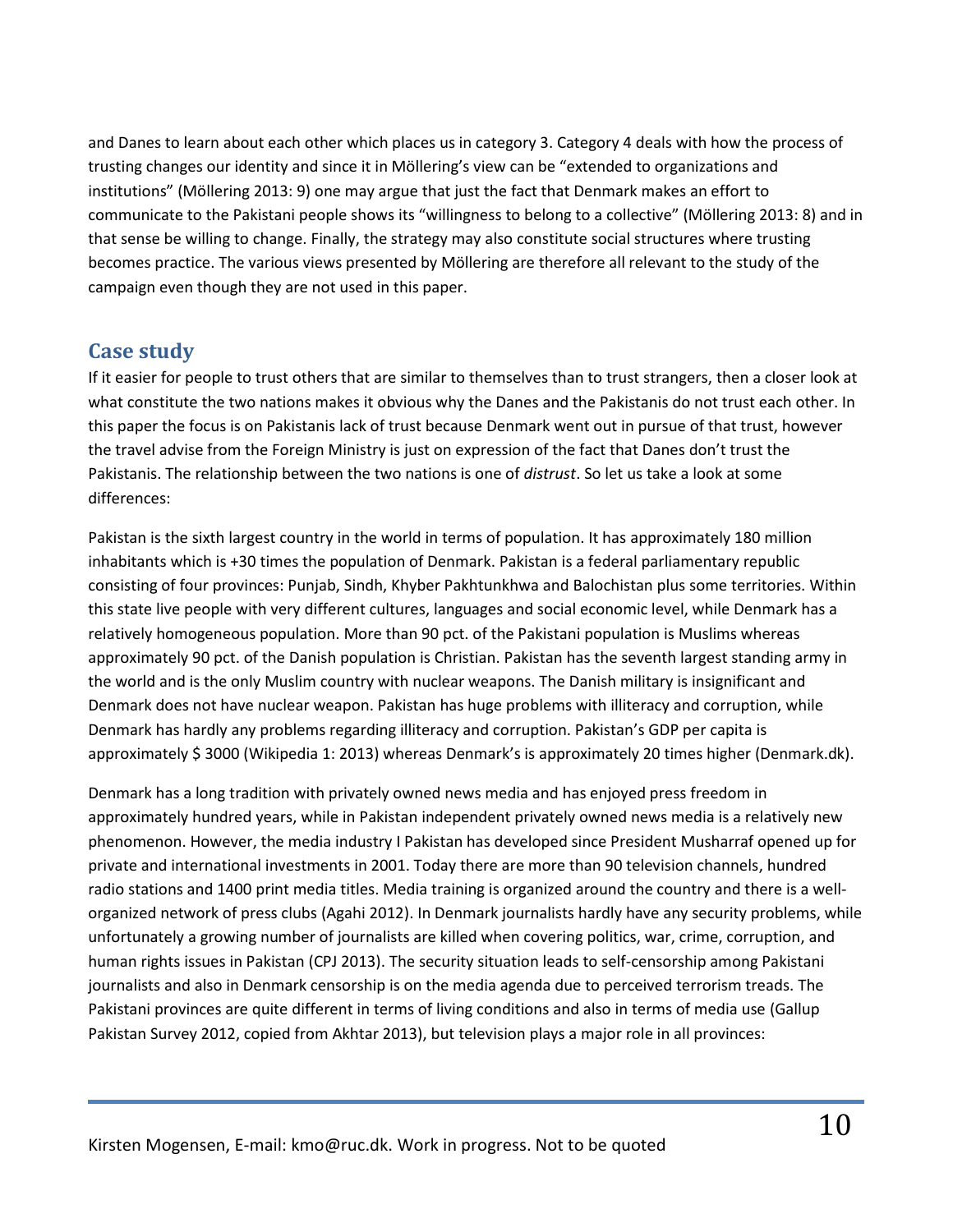and Danes to learn about each other which places us in category 3. Category 4 deals with how the process of trusting changes our identity and since it in Möllering's view can be "extended to organizations and institutions" (Möllering 2013: 9) one may argue that just the fact that Denmark makes an effort to communicate to the Pakistani people shows its "willingness to belong to a collective" (Möllering 2013: 8) and in that sense be willing to change. Finally, the strategy may also constitute social structures where trusting becomes practice. The various views presented by Möllering are therefore all relevant to the study of the campaign even though they are not used in this paper.

## Case study

If it easier for people to trust others that are similar to themselves than to trust strangers, then a closer look at what constitute the two nations makes it obvious why the Danes and the Pakistanis do not trust each other. In this paper the focus is on Pakistanis lack of trust because Denmark went out in pursue of that trust, however the travel advise from the Foreign Ministry is just on expression of the fact that Danes don't trust the Pakistanis. The relationship between the two nations is one of *distrust*. So let us take a look at some differences:

Pakistan is the sixth largest country in the world in terms of population. It has approximately 180 million inhabitants which is +30 times the population of Denmark. Pakistan is a federal parliamentary republic consisting of four provinces: Punjab, Sindh, Khyber Pakhtunkhwa and Balochistan plus some territories. Within this state live people with very different cultures, languages and social economic level, while Denmark has a relatively homogeneous population. More than 90 pct. of the Pakistani population is Muslims whereas approximately 90 pct. of the Danish population is Christian. Pakistan has the seventh largest standing army in the world and is the only Muslim country with nuclear weapons. The Danish military is insignificant and Denmark does not have nuclear weapon. Pakistan has huge problems with illiteracy and corruption, while Denmark has hardly any problems regarding illiteracy and corruption. Pakistan's GDP per capita is approximately $ 3000 (Wikipedia 1: 2013) whereas Denmark's is approximately 20 times higher (Denmark.dk).

Denmark has a long tradition with privately owned news media and has enjoyed press freedom in approximately hundred years, while in Pakistan independent privately owned news media is a relatively new phenomenon. However, the media industry I Pakistan has developed since President Musharraf opened up for private and international investments in 2001. Today there are more than 90 television channels, hundred radio stations and 1400 print media titles. Media training is organized around the country and there is a well-organized network of press clubs (Agahi 2012). In Denmark journalists hardly have any security problems, while unfortunately a growing number of journalists are killed when covering politics, war, crime, corruption, and human rights issues in Pakistan (CPJ 2013). The security situation leads to self-censorship among Pakistani journalists and also in Denmark censorship is on the media agenda due to perceived terrorism treads. The Pakistani provinces are quite different in terms of living conditions and also in terms of media use (Gallup Pakistan Survey 2012, copied from Akhtar 2013), but television plays a major role in all provinces: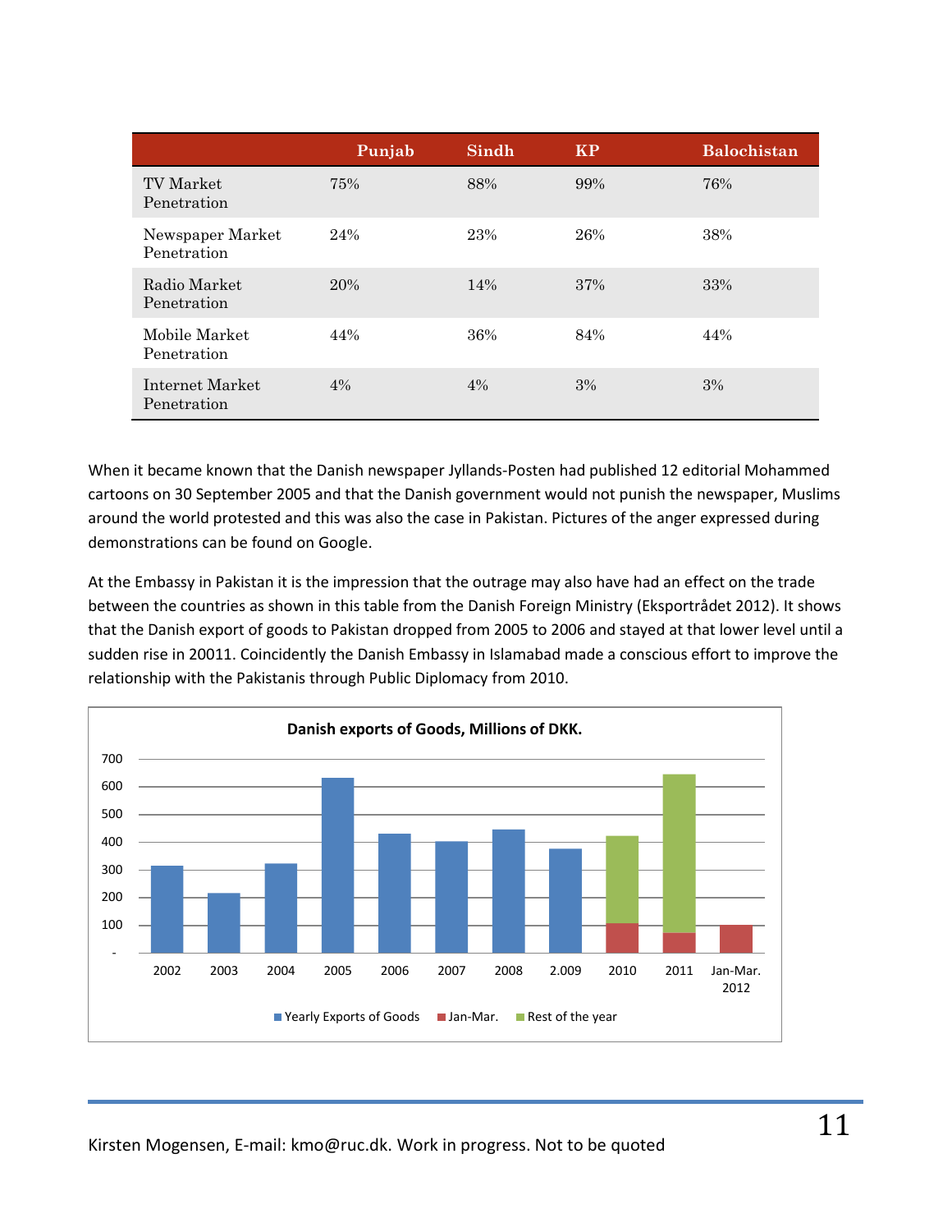| | Punjab | Sindh | KP | Balochistan |
|---|---|---|---|---|
| TV Market Penetration | 75% | 88% | 99% | 76% |
| Newspaper Market Penetration | 24% | 23% | 26% | 38% |
| Radio Market Penetration | 20% | 14% | 37% | 33% |
| Mobile Market Penetration | 44% | 36% | 84% | 44% |
| Internet Market Penetration | 4% | 4% | 3% | 3% |

When it became known that the Danish newspaper Jyllands-Posten had published 12 editorial Mohammed cartoons on 30 September 2005 and that the Danish government would not punish the newspaper, Muslims around the world protested and this was also the case in Pakistan. Pictures of the anger expressed during demonstrations can be found on Google.

At the Embassy in Pakistan it is the impression that the outrage may also have had an effect on the trade between the countries as shown in this table from the Danish Foreign Ministry (Eksportrådet 2012). It shows that the Danish export of goods to Pakistan dropped from 2005 to 2006 and stayed at that lower level until a sudden rise in 20011. Coincidently the Danish Embassy in Islamabad made a conscious effort to improve the relationship with the Pakistanis through Public Diplomacy from 2010.

**Danish exports of Goods, Millions of DKK.**

Legend: Yearly Exports of Goods; Jan-Mar.; Rest of the year

Years: 2002, 2003, 2004, 2005, 2006, 2007, 2008, 2.009, 2010, 2011, Jan-Mar. 2012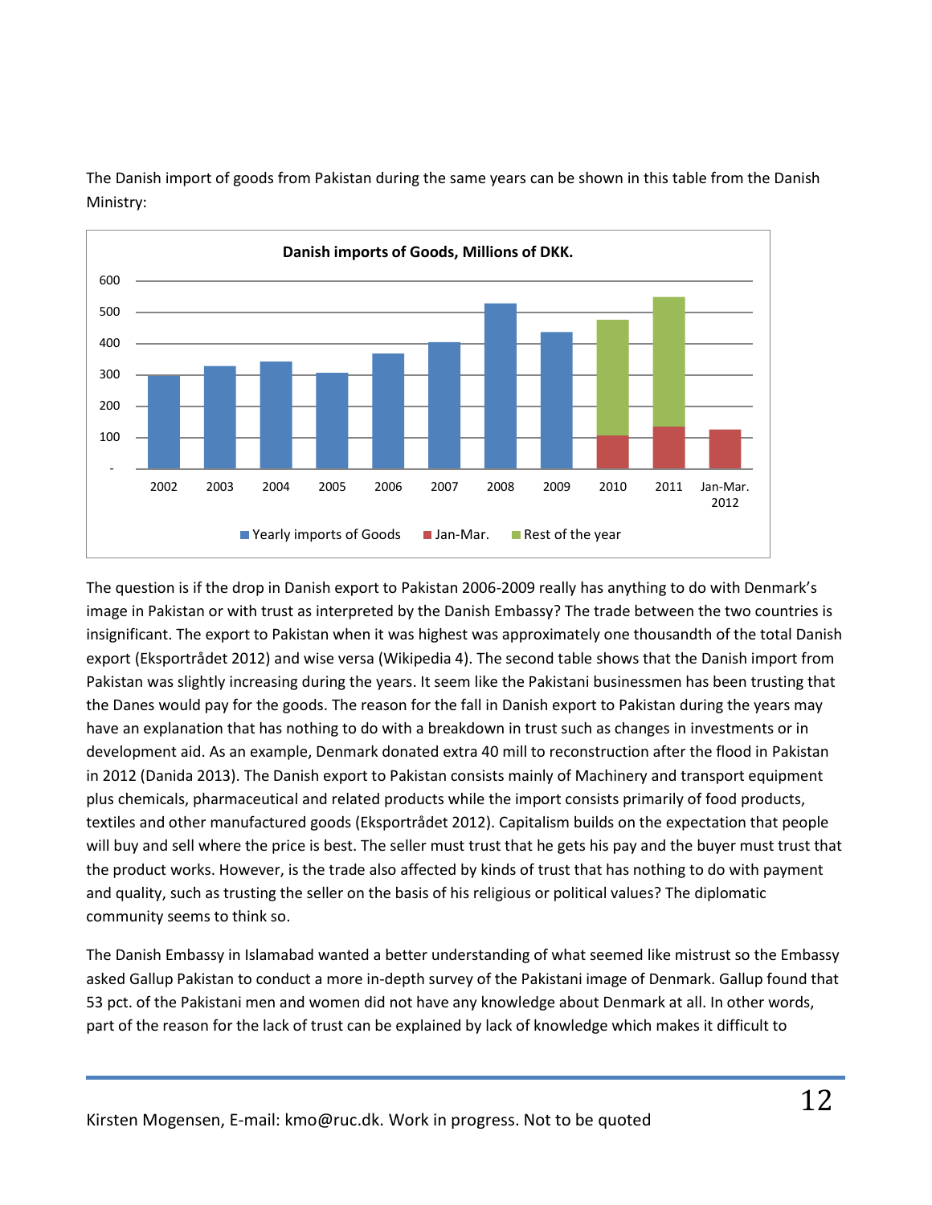The Danish import of goods from Pakistan during the same years can be shown in this table from the Danish Ministry:

The question is if the drop in Danish export to Pakistan 2006-2009 really has anything to do with Denmark's image in Pakistan or with trust as interpreted by the Danish Embassy? The trade between the two countries is insignificant. The export to Pakistan when it was highest was approximately one thousandth of the total Danish export (Eksportrådet 2012) and wise versa (Wikipedia 4). The second table shows that the Danish import from Pakistan was slightly increasing during the years. It seem like the Pakistani businessmen has been trusting that the Danes would pay for the goods. The reason for the fall in Danish export to Pakistan during the years may have an explanation that has nothing to do with a breakdown in trust such as changes in investments or in development aid. As an example, Denmark donated extra 40 mill to reconstruction after the flood in Pakistan in 2012 (Danida 2013). The Danish export to Pakistan consists mainly of Machinery and transport equipment plus chemicals, pharmaceutical and related products while the import consists primarily of food products, textiles and other manufactured goods (Eksportrådet 2012). Capitalism builds on the expectation that people will buy and sell where the price is best. The seller must trust that he gets his pay and the buyer must trust that the product works. However, is the trade also affected by kinds of trust that has nothing to do with payment and quality, such as trusting the seller on the basis of his religious or political values? The diplomatic community seems to think so.

The Danish Embassy in Islamabad wanted a better understanding of what seemed like mistrust so the Embassy asked Gallup Pakistan to conduct a more in-depth survey of the Pakistani image of Denmark. Gallup found that 53 pct. of the Pakistani men and women did not have any knowledge about Denmark at all. In other words, part of the reason for the lack of trust can be explained by lack of knowledge which makes it difficult to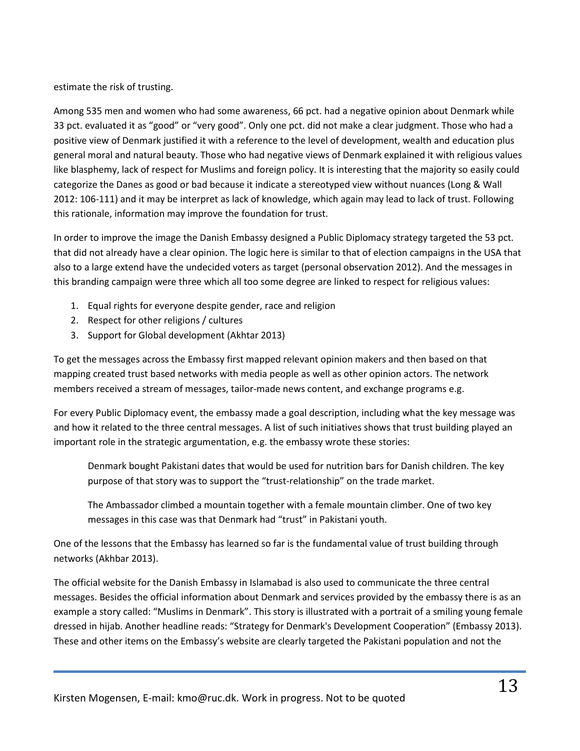estimate the risk of trusting.

Among 535 men and women who had some awareness, 66 pct. had a negative opinion about Denmark while 33 pct. evaluated it as "good" or "very good". Only one pct. did not make a clear judgment. Those who had a positive view of Denmark justified it with a reference to the level of development, wealth and education plus general moral and natural beauty. Those who had negative views of Denmark explained it with religious values like blasphemy, lack of respect for Muslims and foreign policy. It is interesting that the majority so easily could categorize the Danes as good or bad because it indicate a stereotyped view without nuances (Long & Wall 2012: 106-111) and it may be interpret as lack of knowledge, which again may lead to lack of trust. Following this rationale, information may improve the foundation for trust.

In order to improve the image the Danish Embassy designed a Public Diplomacy strategy targeted the 53 pct. that did not already have a clear opinion. The logic here is similar to that of election campaigns in the USA that also to a large extend have the undecided voters as target (personal observation 2012). And the messages in this branding campaign were three which all too some degree are linked to respect for religious values:

1. Equal rights for everyone despite gender, race and religion
2. Respect for other religions / cultures
3. Support for Global development (Akhtar 2013)

To get the messages across the Embassy first mapped relevant opinion makers and then based on that mapping created trust based networks with media people as well as other opinion actors. The network members received a stream of messages, tailor-made news content, and exchange programs e.g.

For every Public Diplomacy event, the embassy made a goal description, including what the key message was and how it related to the three central messages. A list of such initiatives shows that trust building played an important role in the strategic argumentation, e.g. the embassy wrote these stories:

> Denmark bought Pakistani dates that would be used for nutrition bars for Danish children. The key purpose of that story was to support the "trust-relationship" on the trade market.
>
> The Ambassador climbed a mountain together with a female mountain climber. One of two key messages in this case was that Denmark had "trust" in Pakistani youth.

One of the lessons that the Embassy has learned so far is the fundamental value of trust building through networks (Akhbar 2013).

The official website for the Danish Embassy in Islamabad is also used to communicate the three central messages. Besides the official information about Denmark and services provided by the embassy there is as an example a story called: "Muslims in Denmark". This story is illustrated with a portrait of a smiling young female dressed in hijab. Another headline reads: "Strategy for Denmark's Development Cooperation" (Embassy 2013). These and other items on the Embassy's website are clearly targeted the Pakistani population and not the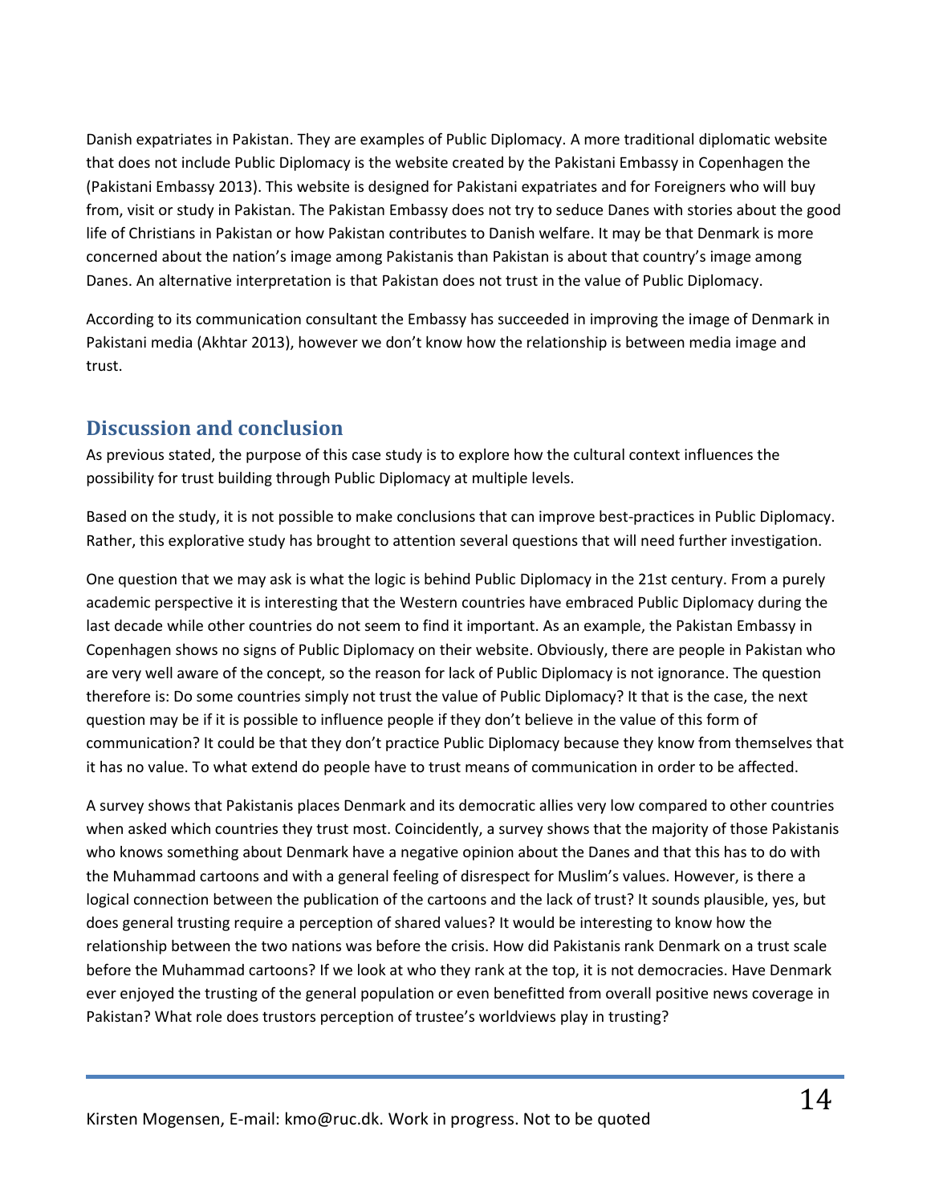Danish expatriates in Pakistan. They are examples of Public Diplomacy. A more traditional diplomatic website that does not include Public Diplomacy is the website created by the Pakistani Embassy in Copenhagen the (Pakistani Embassy 2013). This website is designed for Pakistani expatriates and for Foreigners who will buy from, visit or study in Pakistan. The Pakistan Embassy does not try to seduce Danes with stories about the good life of Christians in Pakistan or how Pakistan contributes to Danish welfare. It may be that Denmark is more concerned about the nation's image among Pakistanis than Pakistan is about that country's image among Danes. An alternative interpretation is that Pakistan does not trust in the value of Public Diplomacy.

According to its communication consultant the Embassy has succeeded in improving the image of Denmark in Pakistani media (Akhtar 2013), however we don't know how the relationship is between media image and trust.

## Discussion and conclusion

As previous stated, the purpose of this case study is to explore how the cultural context influences the possibility for trust building through Public Diplomacy at multiple levels.

Based on the study, it is not possible to make conclusions that can improve best-practices in Public Diplomacy. Rather, this explorative study has brought to attention several questions that will need further investigation.

One question that we may ask is what the logic is behind Public Diplomacy in the 21st century. From a purely academic perspective it is interesting that the Western countries have embraced Public Diplomacy during the last decade while other countries do not seem to find it important. As an example, the Pakistan Embassy in Copenhagen shows no signs of Public Diplomacy on their website. Obviously, there are people in Pakistan who are very well aware of the concept, so the reason for lack of Public Diplomacy is not ignorance. The question therefore is: Do some countries simply not trust the value of Public Diplomacy? It that is the case, the next question may be if it is possible to influence people if they don't believe in the value of this form of communication? It could be that they don't practice Public Diplomacy because they know from themselves that it has no value. To what extend do people have to trust means of communication in order to be affected.

A survey shows that Pakistanis places Denmark and its democratic allies very low compared to other countries when asked which countries they trust most. Coincidently, a survey shows that the majority of those Pakistanis who knows something about Denmark have a negative opinion about the Danes and that this has to do with the Muhammad cartoons and with a general feeling of disrespect for Muslim's values. However, is there a logical connection between the publication of the cartoons and the lack of trust? It sounds plausible, yes, but does general trusting require a perception of shared values? It would be interesting to know how the relationship between the two nations was before the crisis. How did Pakistanis rank Denmark on a trust scale before the Muhammad cartoons? If we look at who they rank at the top, it is not democracies. Have Denmark ever enjoyed the trusting of the general population or even benefitted from overall positive news coverage in Pakistan? What role does trustors perception of trustee's worldviews play in trusting?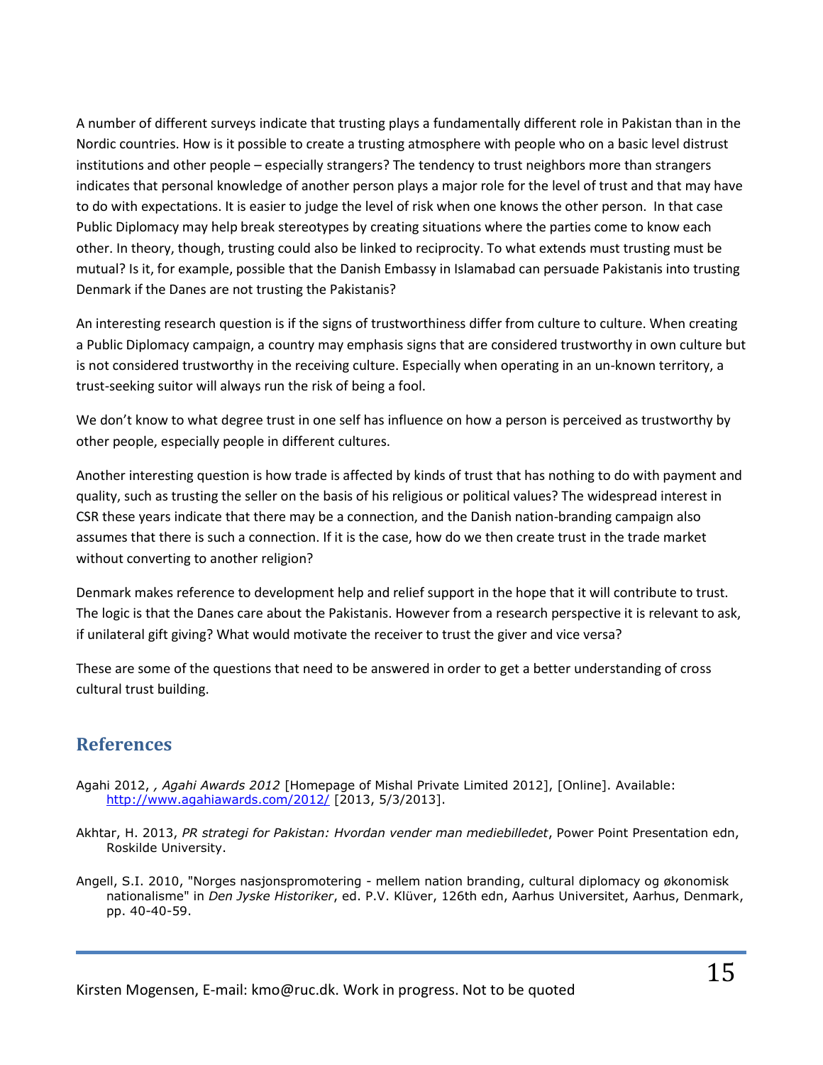A number of different surveys indicate that trusting plays a fundamentally different role in Pakistan than in the Nordic countries. How is it possible to create a trusting atmosphere with people who on a basic level distrust institutions and other people – especially strangers? The tendency to trust neighbors more than strangers indicates that personal knowledge of another person plays a major role for the level of trust and that may have to do with expectations. It is easier to judge the level of risk when one knows the other person. In that case Public Diplomacy may help break stereotypes by creating situations where the parties come to know each other. In theory, though, trusting could also be linked to reciprocity. To what extends must trusting must be mutual? Is it, for example, possible that the Danish Embassy in Islamabad can persuade Pakistanis into trusting Denmark if the Danes are not trusting the Pakistanis?

An interesting research question is if the signs of trustworthiness differ from culture to culture. When creating a Public Diplomacy campaign, a country may emphasis signs that are considered trustworthy in own culture but is not considered trustworthy in the receiving culture. Especially when operating in an un-known territory, a trust-seeking suitor will always run the risk of being a fool.

We don't know to what degree trust in one self has influence on how a person is perceived as trustworthy by other people, especially people in different cultures.

Another interesting question is how trade is affected by kinds of trust that has nothing to do with payment and quality, such as trusting the seller on the basis of his religious or political values? The widespread interest in CSR these years indicate that there may be a connection, and the Danish nation-branding campaign also assumes that there is such a connection. If it is the case, how do we then create trust in the trade market without converting to another religion?

Denmark makes reference to development help and relief support in the hope that it will contribute to trust. The logic is that the Danes care about the Pakistanis. However from a research perspective it is relevant to ask, if unilateral gift giving? What would motivate the receiver to trust the giver and vice versa?

These are some of the questions that need to be answered in order to get a better understanding of cross cultural trust building.

## References

Agahi 2012, *, Agahi Awards 2012* [Homepage of Mishal Private Limited 2012], [Online]. Available: http://www.agahiawards.com/2012/ [2013, 5/3/2013].

Akhtar, H. 2013, *PR strategi for Pakistan: Hvordan vender man mediebilledet*, Power Point Presentation edn, Roskilde University.

Angell, S.I. 2010, "Norges nasjonspromotering - mellem nation branding, cultural diplomacy og økonomisk nationalisme" in *Den Jyske Historiker*, ed. P.V. Klüver, 126th edn, Aarhus Universitet, Aarhus, Denmark, pp. 40-40-59.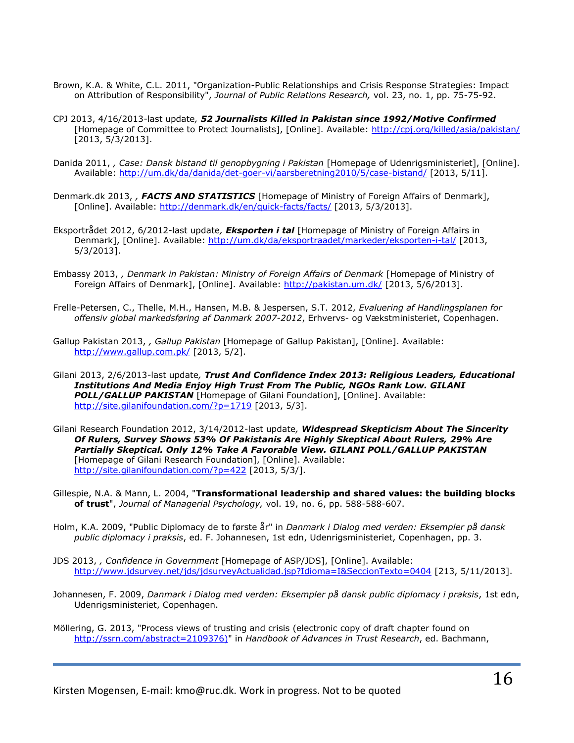Brown, K.A. & White, C.L. 2011, "Organization-Public Relationships and Crisis Response Strategies: Impact on Attribution of Responsibility", *Journal of Public Relations Research,* vol. 23, no. 1, pp. 75-75-92.

CPJ 2013, 4/16/2013-last update*, **52 Journalists Killed in Pakistan since 1992/Motive Confirmed*** [Homepage of Committee to Protect Journalists], [Online]. Available: http://cpj.org/killed/asia/pakistan/ [2013, 5/3/2013].

Danida 2011, *, Case: Dansk bistand til genopbygning i Pakistan* [Homepage of Udenrigsministeriet], [Online]. Available: http://um.dk/da/danida/det-goer-vi/aarsberetning2010/5/case-bistand/ [2013, 5/11].

Denmark.dk 2013, *, **FACTS AND STATISTICS*** [Homepage of Ministry of Foreign Affairs of Denmark], [Online]. Available: http://denmark.dk/en/quick-facts/facts/ [2013, 5/3/2013].

Eksportrådet 2012, 6/2012-last update*, **Eksporten i tal*** [Homepage of Ministry of Foreign Affairs in Denmark], [Online]. Available: http://um.dk/da/eksportraadet/markeder/eksporten-i-tal/ [2013, 5/3/2013].

Embassy 2013, *, Denmark in Pakistan: Ministry of Foreign Affairs of Denmark* [Homepage of Ministry of Foreign Affairs of Denmark], [Online]. Available: http://pakistan.um.dk/ [2013, 5/6/2013].

Frelle-Petersen, C., Thelle, M.H., Hansen, M.B. & Jespersen, S.T. 2012, *Evaluering af Handlingsplanen for offensiv global markedsføring af Danmark 2007-2012*, Erhvervs- og Vækstministeriet, Copenhagen.

Gallup Pakistan 2013, *, Gallup Pakistan* [Homepage of Gallup Pakistan], [Online]. Available: http://www.gallup.com.pk/ [2013, 5/2].

Gilani 2013, 2/6/2013-last update*, **Trust And Confidence Index 2013: Religious Leaders, Educational Institutions And Media Enjoy High Trust From The Public, NGOs Rank Low. GILANI POLL/GALLUP PAKISTAN*** [Homepage of Gilani Foundation], [Online]. Available: http://site.gilanifoundation.com/?p=1719 [2013, 5/3].

Gilani Research Foundation 2012, 3/14/2012-last update*, **Widespread Skepticism About The Sincerity Of Rulers, Survey Shows 53% Of Pakistanis Are Highly Skeptical About Rulers, 29% Are Partially Skeptical. Only 12% Take A Favorable View. GILANI POLL/GALLUP PAKISTAN*** [Homepage of Gilani Research Foundation], [Online]. Available: http://site.gilanifoundation.com/?p=422 [2013, 5/3/].

Gillespie, N.A. & Mann, L. 2004, "**Transformational leadership and shared values: the building blocks of trust**", *Journal of Managerial Psychology,* vol. 19, no. 6, pp. 588-588-607.

Holm, K.A. 2009, "Public Diplomacy de to første år" in *Danmark i Dialog med verden: Eksempler på dansk public diplomacy i praksis*, ed. F. Johannesen, 1st edn, Udenrigsministeriet, Copenhagen, pp. 3.

JDS 2013, *, Confidence in Government* [Homepage of ASP/JDS], [Online]. Available: http://www.jdsurvey.net/jds/jdsurveyActualidad.jsp?Idioma=I&SeccionTexto=0404 [213, 5/11/2013].

Johannesen, F. 2009, *Danmark i Dialog med verden: Eksempler på dansk public diplomacy i praksis*, 1st edn, Udenrigsministeriet, Copenhagen.

Möllering, G. 2013, "Process views of trusting and crisis (electronic copy of draft chapter found on http://ssrn.com/abstract=2109376)" in *Handbook of Advances in Trust Research*, ed. Bachmann,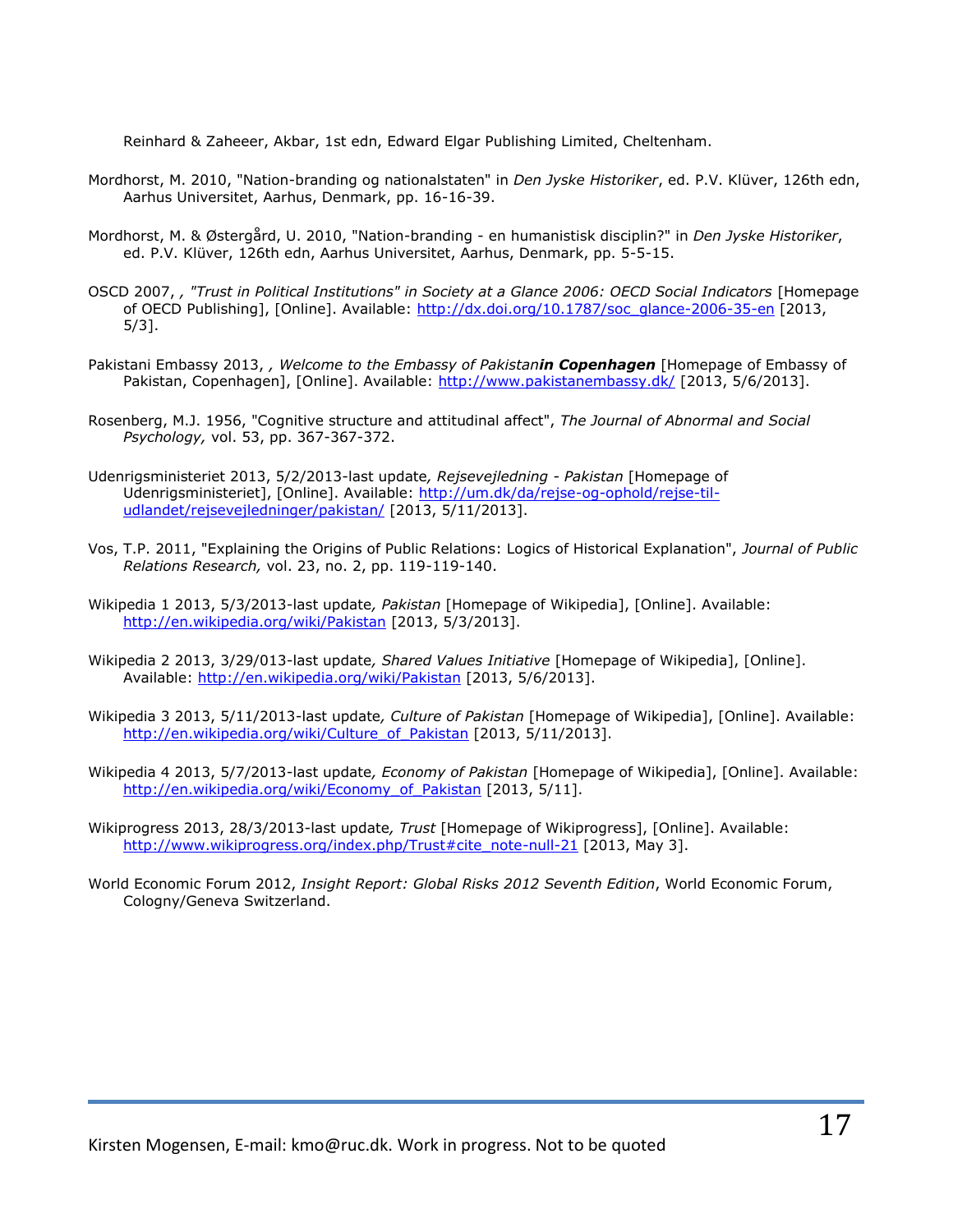Reinhard & Zaheeer, Akbar, 1st edn, Edward Elgar Publishing Limited, Cheltenham.

Mordhorst, M. 2010, "Nation-branding og nationalstaten" in *Den Jyske Historiker*, ed. P.V. Klüver, 126th edn, Aarhus Universitet, Aarhus, Denmark, pp. 16-16-39.

Mordhorst, M. & Østergård, U. 2010, "Nation-branding - en humanistisk disciplin?" in *Den Jyske Historiker*, ed. P.V. Klüver, 126th edn, Aarhus Universitet, Aarhus, Denmark, pp. 5-5-15.

OSCD 2007, *, "Trust in Political Institutions" in Society at a Glance 2006: OECD Social Indicators* [Homepage of OECD Publishing], [Online]. Available: http://dx.doi.org/10.1787/soc_glance-2006-35-en [2013, 5/3].

Pakistani Embassy 2013, *, Welcome to the Embassy of Pakistan**in Copenhagen*** [Homepage of Embassy of Pakistan, Copenhagen], [Online]. Available: http://www.pakistanembassy.dk/ [2013, 5/6/2013].

Rosenberg, M.J. 1956, "Cognitive structure and attitudinal affect", *The Journal of Abnormal and Social Psychology,* vol. 53, pp. 367-367-372.

Udenrigsministeriet 2013, 5/2/2013-last update*, Rejsevejledning - Pakistan* [Homepage of Udenrigsministeriet], [Online]. Available: http://um.dk/da/rejse-og-ophold/rejse-til-udlandet/rejsevejledninger/pakistan/ [2013, 5/11/2013].

Vos, T.P. 2011, "Explaining the Origins of Public Relations: Logics of Historical Explanation", *Journal of Public Relations Research,* vol. 23, no. 2, pp. 119-119-140.

Wikipedia 1 2013, 5/3/2013-last update*, Pakistan* [Homepage of Wikipedia], [Online]. Available: http://en.wikipedia.org/wiki/Pakistan [2013, 5/3/2013].

Wikipedia 2 2013, 3/29/013-last update*, Shared Values Initiative* [Homepage of Wikipedia], [Online]. Available: http://en.wikipedia.org/wiki/Pakistan [2013, 5/6/2013].

Wikipedia 3 2013, 5/11/2013-last update*, Culture of Pakistan* [Homepage of Wikipedia], [Online]. Available: http://en.wikipedia.org/wiki/Culture_of_Pakistan [2013, 5/11/2013].

Wikipedia 4 2013, 5/7/2013-last update*, Economy of Pakistan* [Homepage of Wikipedia], [Online]. Available: http://en.wikipedia.org/wiki/Economy_of_Pakistan [2013, 5/11].

Wikiprogress 2013, 28/3/2013-last update*, Trust* [Homepage of Wikiprogress], [Online]. Available: http://www.wikiprogress.org/index.php/Trust#cite_note-null-21 [2013, May 3].

World Economic Forum 2012, *Insight Report: Global Risks 2012 Seventh Edition*, World Economic Forum, Cologny/Geneva Switzerland.